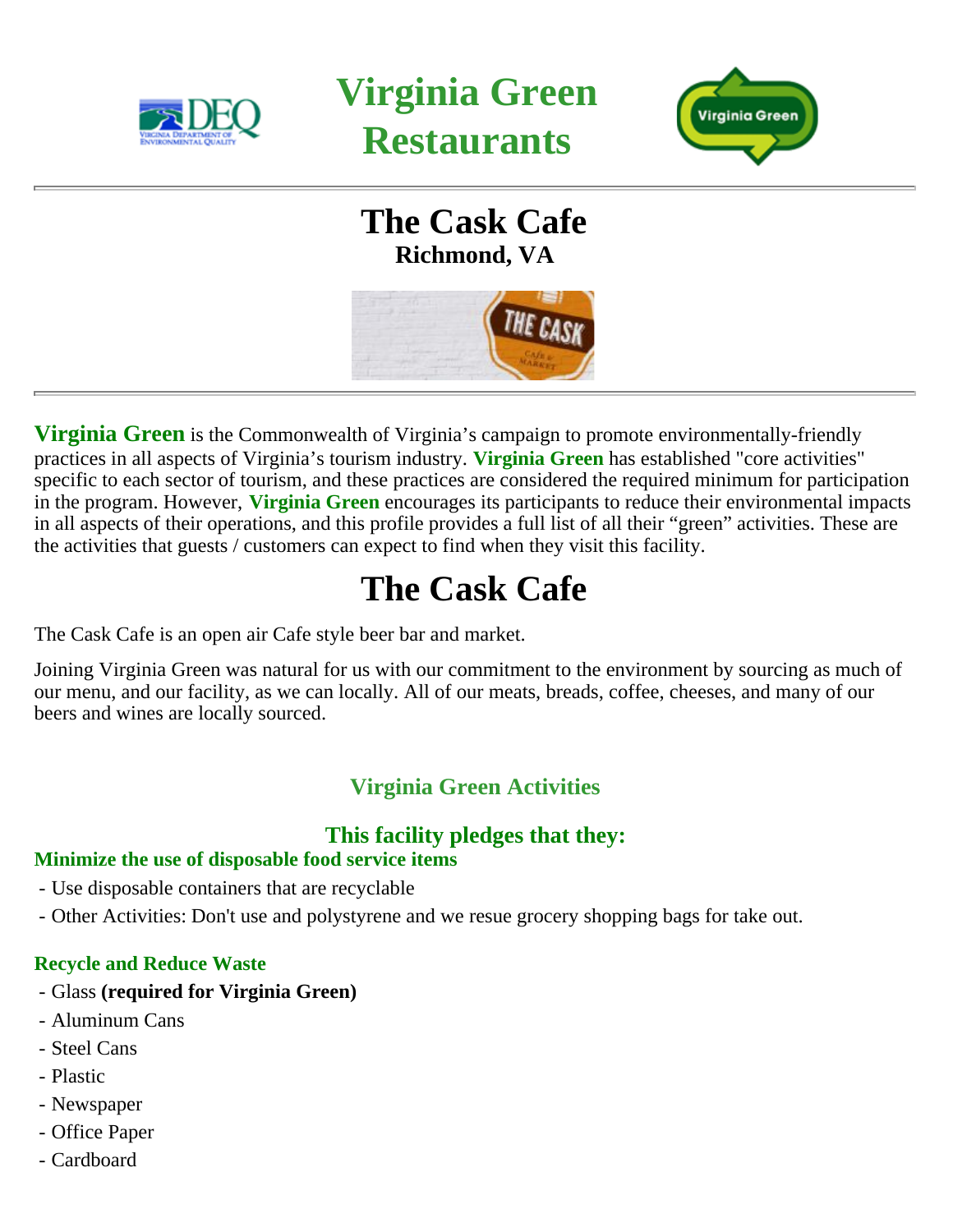# Virginia Green Restaurants

---

## The Cask Cafe

**Richmond, VA**

---

**Virginia Green** is the Commonwealth of Virginia's campaign to promote environmentally-friendly practices in all aspects of Virginia's tourism industry. **Virginia Green** has established "core activities" specific to each sector of tourism, and these practices are considered the required minimum for participation in the program. However, **Virginia Green** encourages its participants to reduce their environmental impacts in all aspects of their operations, and this profile provides a full list of all their "green" activities. These are the activities that guests / customers can expect to find when they visit this facility.

# The Cask Cafe

The Cask Cafe is an open air Cafe style beer bar and market.

Joining Virginia Green was natural for us with our commitment to the environment by sourcing as much of our menu, and our facility, as we can locally. All of our meats, breads, coffee, cheeses, and many of our beers and wines are locally sourced.

### Virginia Green Activities

### This facility pledges that they:

#### Minimize the use of disposable food service items

- Use disposable containers that are recyclable
- Other Activities: Don't use and polystyrene and we resue grocery shopping bags for take out.

#### Recycle and Reduce Waste

- Glass **(required for Virginia Green)**
- Aluminum Cans
- Steel Cans
- Plastic
- Newspaper
- Office Paper
- Cardboard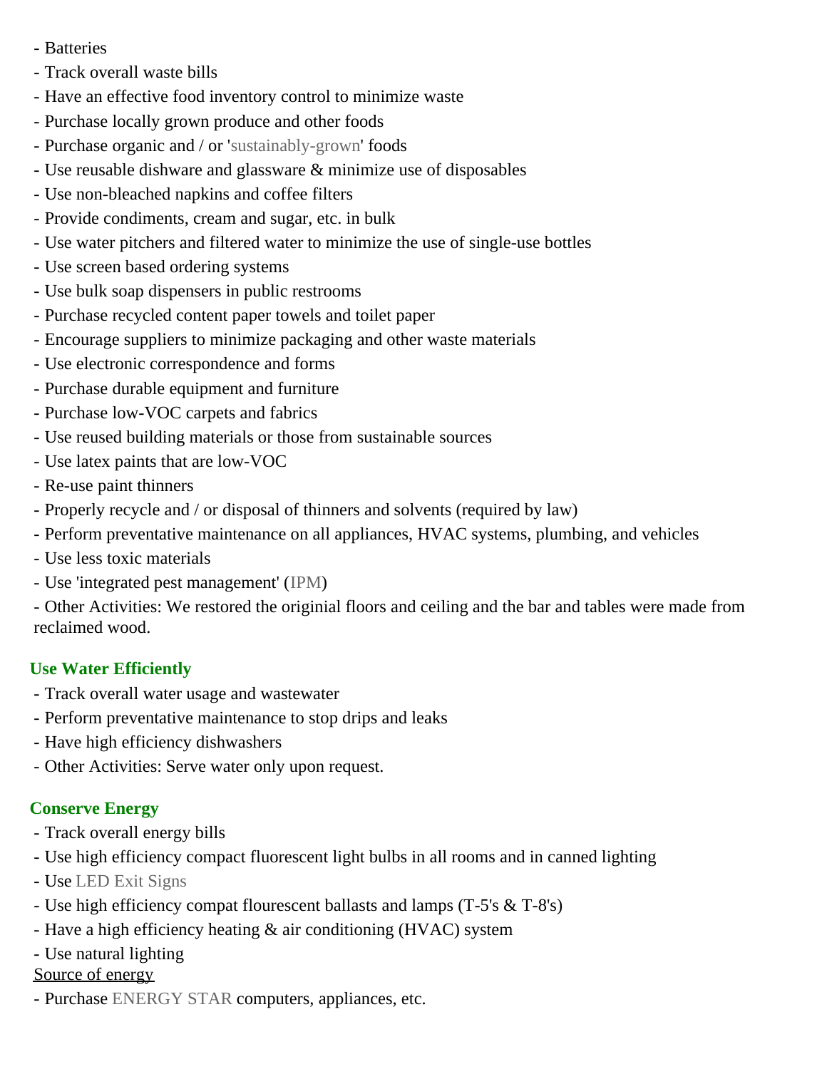- Batteries
- Track overall waste bills
- Have an effective food inventory control to minimize waste
- Purchase locally grown produce and other foods
- Purchase organic and / or 'sustainably-grown' foods
- Use reusable dishware and glassware & minimize use of disposables
- Use non-bleached napkins and coffee filters
- Provide condiments, cream and sugar, etc. in bulk
- Use water pitchers and filtered water to minimize the use of single-use bottles
- Use screen based ordering systems
- Use bulk soap dispensers in public restrooms
- Purchase recycled content paper towels and toilet paper
- Encourage suppliers to minimize packaging and other waste materials
- Use electronic correspondence and forms
- Purchase durable equipment and furniture
- Purchase low-VOC carpets and fabrics
- Use reused building materials or those from sustainable sources
- Use latex paints that are low-VOC
- Re-use paint thinners
- Properly recycle and / or disposal of thinners and solvents (required by law)
- Perform preventative maintenance on all appliances, HVAC systems, plumbing, and vehicles
- Use less toxic materials
- Use 'integrated pest management' (IPM)
- Other Activities: We restored the originial floors and ceiling and the bar and tables were made from reclaimed wood.

**Use Water Efficiently**

- Track overall water usage and wastewater
- Perform preventative maintenance to stop drips and leaks
- Have high efficiency dishwashers
- Other Activities: Serve water only upon request.

**Conserve Energy**

- Track overall energy bills
- Use high efficiency compact fluorescent light bulbs in all rooms and in canned lighting
- Use LED Exit Signs
- Use high efficiency compat flourescent ballasts and lamps (T-5's & T-8's)
- Have a high efficiency heating & air conditioning (HVAC) system
- Use natural lighting

Source of energy

- Purchase ENERGY STAR computers, appliances, etc.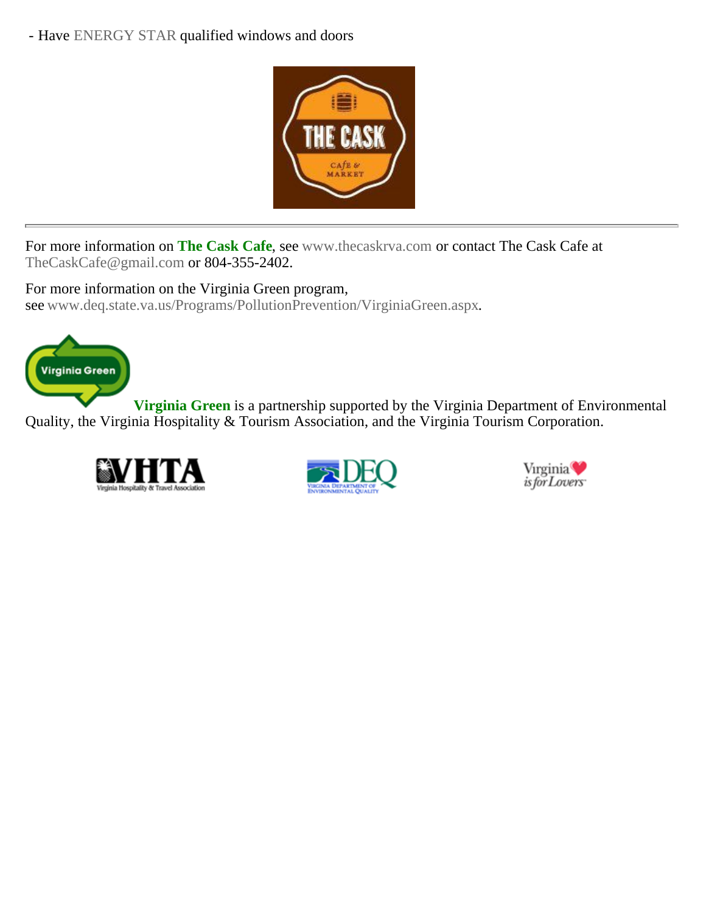- Have ENERGY STAR qualified windows and doors

---

For more information on **The Cask Cafe**, see www.thecaskrva.com or contact The Cask Cafe at TheCaskCafe@gmail.com or 804-355-2402.

For more information on the Virginia Green program, see www.deq.state.va.us/Programs/PollutionPrevention/VirginiaGreen.aspx.

**Virginia Green** is a partnership supported by the Virginia Department of Environmental Quality, the Virginia Hospitality & Tourism Association, and the Virginia Tourism Corporation.